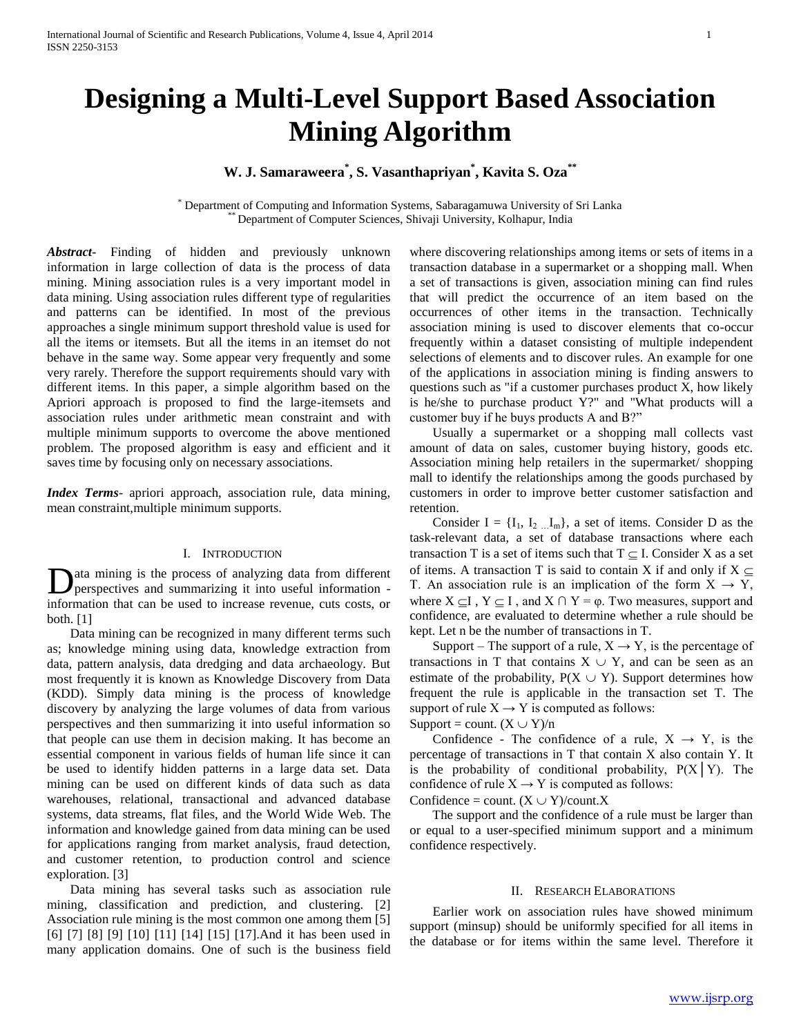# Designing a Multi-Level Support Based Association Mining Algorithm

**W. J. Samaraweera[*], S. Vasanthapriyan[*], Kavita S. Oza[**]**

[*] Department of Computing and Information Systems, Sabaragamuwa University of Sri Lanka
[**] Department of Computer Sciences, Shivaji University, Kolhapur, India

***Abstract-*** Finding of hidden and previously unknown information in large collection of data is the process of data mining. Mining association rules is a very important model in data mining. Using association rules different type of regularities and patterns can be identified. In most of the previous approaches a single minimum support threshold value is used for all the items or itemsets. But all the items in an itemset do not behave in the same way. Some appear very frequently and some very rarely. Therefore the support requirements should vary with different items. In this paper, a simple algorithm based on the Apriori approach is proposed to find the large-itemsets and association rules under arithmetic mean constraint and with multiple minimum supports to overcome the above mentioned problem. The proposed algorithm is easy and efficient and it saves time by focusing only on necessary associations.

***Index Terms-*** apriori approach, association rule, data mining, mean constraint,multiple minimum supports.

## I. Introduction

Data mining is the process of analyzing data from different perspectives and summarizing it into useful information - information that can be used to increase revenue, cuts costs, or both. [1]

Data mining can be recognized in many different terms such as; knowledge mining using data, knowledge extraction from data, pattern analysis, data dredging and data archaeology. But most frequently it is known as Knowledge Discovery from Data (KDD). Simply data mining is the process of knowledge discovery by analyzing the large volumes of data from various perspectives and then summarizing it into useful information so that people can use them in decision making. It has become an essential component in various fields of human life since it can be used to identify hidden patterns in a large data set. Data mining can be used on different kinds of data such as data warehouses, relational, transactional and advanced database systems, data streams, flat files, and the World Wide Web. The information and knowledge gained from data mining can be used for applications ranging from market analysis, fraud detection, and customer retention, to production control and science exploration. [3]

Data mining has several tasks such as association rule mining, classification and prediction, and clustering. [2] Association rule mining is the most common one among them [5] [6] [7] [8] [9] [10] [11] [14] [15] [17].And it has been used in many application domains. One of such is the business field where discovering relationships among items or sets of items in a transaction database in a supermarket or a shopping mall. When a set of transactions is given, association mining can find rules that will predict the occurrence of an item based on the occurrences of other items in the transaction. Technically association mining is used to discover elements that co-occur frequently within a dataset consisting of multiple independent selections of elements and to discover rules. An example for one of the applications in association mining is finding answers to questions such as "if a customer purchases product X, how likely is he/she to purchase product Y?" and "What products will a customer buy if he buys products A and B?"

Usually a supermarket or a shopping mall collects vast amount of data on sales, customer buying history, goods etc. Association mining help retailers in the supermarket/ shopping mall to identify the relationships among the goods purchased by customers in order to improve better customer satisfaction and retention.

Consider $I = \{I_1, I_2 ... I_m\}$, a set of items. Consider D as the task-relevant data, a set of database transactions where each transaction T is a set of items such that $T \subseteq I$. Consider X as a set of items. A transaction T is said to contain X if and only if $X \subseteq T$. An association rule is an implication of the form $X \rightarrow Y$, where $X \subseteq I$ , $Y \subseteq I$ , and $X \cap Y = \varphi$. Two measures, support and confidence, are evaluated to determine whether a rule should be kept. Let n be the number of transactions in T.

Support – The support of a rule, $X \rightarrow Y$, is the percentage of transactions in T that contains $X \cup Y$, and can be seen as an estimate of the probability, $P(X \cup Y)$. Support determines how frequent the rule is applicable in the transaction set T. The support of rule $X \rightarrow Y$ is computed as follows:

Support = count. $(X \cup Y)/n$

Confidence - The confidence of a rule, $X \rightarrow Y$, is the percentage of transactions in T that contain X also contain Y. It is the probability of conditional probability, $P(X|Y)$. The confidence of rule $X \rightarrow Y$ is computed as follows:

Confidence = count. $(X \cup Y)$/count.X

The support and the confidence of a rule must be larger than or equal to a user-specified minimum support and a minimum confidence respectively.

## II. Research Elaborations

Earlier work on association rules have showed minimum support (minsup) should be uniformly specified for all items in the database or for items within the same level. Therefore it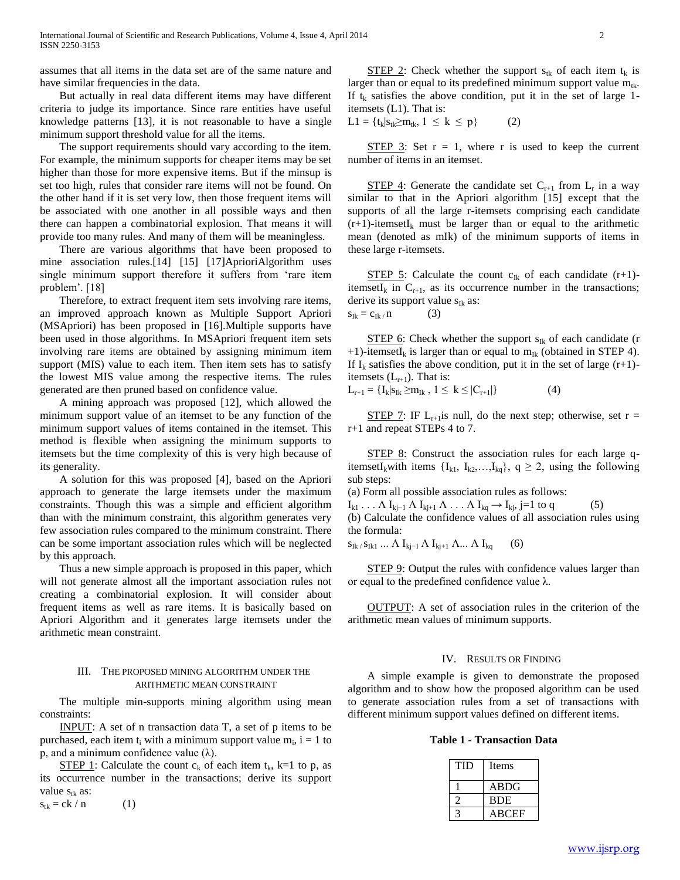assumes that all items in the data set are of the same nature and have similar frequencies in the data.

But actually in real data different items may have different criteria to judge its importance. Since rare entities have useful knowledge patterns [13], it is not reasonable to have a single minimum support threshold value for all the items.

The support requirements should vary according to the item. For example, the minimum supports for cheaper items may be set higher than those for more expensive items. But if the minsup is set too high, rules that consider rare items will not be found. On the other hand if it is set very low, then those frequent items will be associated with one another in all possible ways and then there can happen a combinatorial explosion. That means it will provide too many rules. And many of them will be meaningless.

There are various algorithms that have been proposed to mine association rules.[14] [15] [17]AprioriAlgorithm uses single minimum support therefore it suffers from 'rare item problem'. [18]

Therefore, to extract frequent item sets involving rare items, an improved approach known as Multiple Support Apriori (MSApriori) has been proposed in [16].Multiple supports have been used in those algorithms. In MSApriori frequent item sets involving rare items are obtained by assigning minimum item support (MIS) value to each item. Then item sets has to satisfy the lowest MIS value among the respective items. The rules generated are then pruned based on confidence value.

A mining approach was proposed [12], which allowed the minimum support value of an itemset to be any function of the minimum support values of items contained in the itemset. This method is flexible when assigning the minimum supports to itemsets but the time complexity of this is very high because of its generality.

A solution for this was proposed [4], based on the Apriori approach to generate the large itemsets under the maximum constraints. Though this was a simple and efficient algorithm than with the minimum constraint, this algorithm generates very few association rules compared to the minimum constraint. There can be some important association rules which will be neglected by this approach.

Thus a new simple approach is proposed in this paper, which will not generate almost all the important association rules not creating a combinatorial explosion. It will consider about frequent items as well as rare items. It is basically based on Apriori Algorithm and it generates large itemsets under the arithmetic mean constraint.

## III. The Proposed Mining Algorithm Under the Arithmetic Mean Constraint

The multiple min-supports mining algorithm using mean constraints:

INPUT: A set of n transaction data T, a set of p items to be purchased, each item $t_i$ with a minimum support value $m_i$, i = 1 to p, and a minimum confidence value ($\lambda$).

STEP 1: Calculate the count $c_k$ of each item $t_k$, k=1 to p, as its occurrence number in the transactions; derive its support value $s_{tk}$ as:

$s_{tk} = ck / n$ (1)

STEP 2: Check whether the support $s_{tk}$ of each item $t_k$ is larger than or equal to its predefined minimum support value $m_{tk}$. If $t_k$ satisfies the above condition, put it in the set of large 1-itemsets (L1). That is:

$L1 = \{t_k | s_{tk} \geq m_{tk},\ 1 \leq k \leq p\}$ (2)

STEP 3: Set r = 1, where r is used to keep the current number of items in an itemset.

STEP 4: Generate the candidate set $C_{r+1}$ from $L_r$ in a way similar to that in the Apriori algorithm [15] except that the supports of all the large r-itemsets comprising each candidate (r+1)-itemset$I_k$ must be larger than or equal to the arithmetic mean (denoted as mIk) of the minimum supports of items in these large r-itemsets.

STEP 5: Calculate the count $c_{Ik}$ of each candidate (r+1)-itemset$I_k$ in $C_{r+1}$, as its occurrence number in the transactions; derive its support value $s_{Ik}$ as:

$s_{Ik} = c_{Ik} / n$ (3)

STEP 6: Check whether the support $s_{Ik}$ of each candidate (r+1)-itemset$I_k$ is larger than or equal to $m_{Ik}$ (obtained in STEP 4). If $I_k$ satisfies the above condition, put it in the set of large (r+1)-itemsets ($L_{r+1}$). That is:

$L_{r+1} = \{I_k | s_{Ik} \geq m_{Ik},\ 1 \leq k \leq |C_{r+1}|\}$ (4)

STEP 7: IF $L_{r+1}$is null, do the next step; otherwise, set r = r+1 and repeat STEPs 4 to 7.

STEP 8: Construct the association rules for each large q-itemset$I_k$with items $\{I_{k1}, I_{k2},\ldots,I_{kq}\}$, $q \geq 2$, using the following sub steps:

(a) Form all possible association rules as follows:

$I_{k1} \ldots \wedge I_{kj-1} \wedge I_{kj+1} \wedge \ldots \wedge I_{kq} \rightarrow I_{kj}$, j=1 to q (5)

(b) Calculate the confidence values of all association rules using the formula:

$s_{Ik} / s_{Ik1} \ldots \wedge I_{kj-1} \wedge I_{kj+1} \wedge \ldots \wedge I_{kq}$ (6)

STEP 9: Output the rules with confidence values larger than or equal to the predefined confidence value $\lambda$.

OUTPUT: A set of association rules in the criterion of the arithmetic mean values of minimum supports.

## IV. Results or Finding

A simple example is given to demonstrate the proposed algorithm and to show how the proposed algorithm can be used to generate association rules from a set of transactions with different minimum support values defined on different items.

**Table 1 - Transaction Data**

| TID | Items |
|---|---|
| 1 | ABDG |
| 2 | BDE |
| 3 | ABCEF |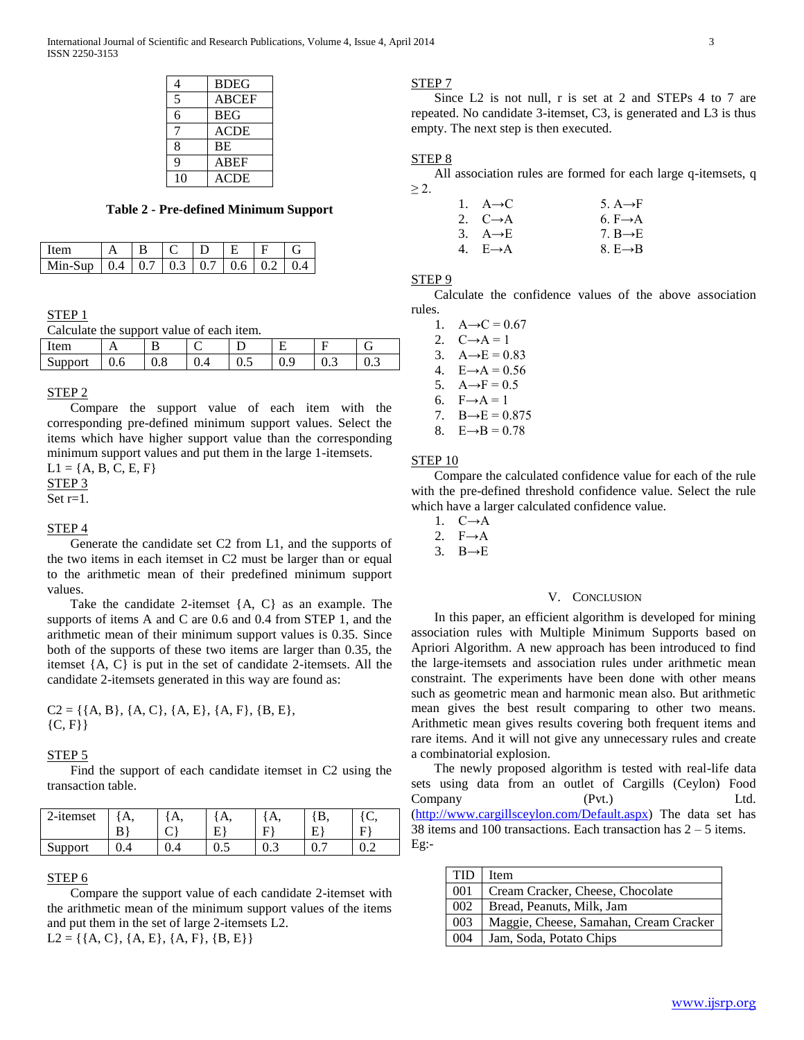| 4 | BDEG |
|---|---|
| 5 | ABCEF |
| 6 | BEG |
| 7 | ACDE |
| 8 | BE |
| 9 | ABEF |
| 10 | ACDE |

**Table 2 - Pre-defined Minimum Support**

| Item | A | B | C | D | E | F | G |
|---|---|---|---|---|---|---|---|
| Min-Sup | 0.4 | 0.7 | 0.3 | 0.7 | 0.6 | 0.2 | 0.4 |

STEP 1

Calculate the support value of each item.

| Item | A | B | C | D | E | F | G |
|---|---|---|---|---|---|---|---|
| Support | 0.6 | 0.8 | 0.4 | 0.5 | 0.9 | 0.3 | 0.3 |

STEP 2

Compare the support value of each item with the corresponding pre-defined minimum support values. Select the items which have higher support value than the corresponding minimum support values and put them in the large 1-itemsets.

L1 = {A, B, C, E, F}

STEP 3

Set r=1.

STEP 4

Generate the candidate set C2 from L1, and the supports of the two items in each itemset in C2 must be larger than or equal to the arithmetic mean of their predefined minimum support values.

Take the candidate 2-itemset {A, C} as an example. The supports of items A and C are 0.6 and 0.4 from STEP 1, and the arithmetic mean of their minimum support values is 0.35. Since both of the supports of these two items are larger than 0.35, the itemset {A, C} is put in the set of candidate 2-itemsets. All the candidate 2-itemsets generated in this way are found as:

C2 = {{A, B}, {A, C}, {A, E}, {A, F}, {B, E}, {C, F}}

STEP 5

Find the support of each candidate itemset in C2 using the transaction table.

| 2-itemset | {A, B} | {A, C} | {A, E} | {A, F} | {B, E} | {C, F} |
|---|---|---|---|---|---|---|
| Support | 0.4 | 0.4 | 0.5 | 0.3 | 0.7 | 0.2 |

STEP 6

Compare the support value of each candidate 2-itemset with the arithmetic mean of the minimum support values of the items and put them in the set of large 2-itemsets L2.

L2 = {{A, C}, {A, E}, {A, F}, {B, E}}

STEP 7

Since L2 is not null, r is set at 2 and STEPs 4 to 7 are repeated. No candidate 3-itemset, C3, is generated and L3 is thus empty. The next step is then executed.

STEP 8

All association rules are formed for each large q-itemsets, q ≥ 2.

1. A→C
2. C→A
3. A→E
4. E→A
5. A→F
6. F→A
7. B→E
8. E→B

STEP 9

Calculate the confidence values of the above association rules.

1. A→C = 0.67
2. C→A = 1
3. A→E = 0.83
4. E→A = 0.56
5. A→F = 0.5
6. F→A = 1
7. B→E = 0.875
8. E→B = 0.78

STEP 10

Compare the calculated confidence value for each of the rule with the pre-defined threshold confidence value. Select the rule which have a larger calculated confidence value.

1. C→A
2. F→A
3. B→E

## V. Conclusion

In this paper, an efficient algorithm is developed for mining association rules with Multiple Minimum Supports based on Apriori Algorithm. A new approach has been introduced to find the large-itemsets and association rules under arithmetic mean constraint. The experiments have been done with other means such as geometric mean and harmonic mean also. But arithmetic mean gives the best result comparing to other two means. Arithmetic mean gives results covering both frequent items and rare items. And it will not give any unnecessary rules and create a combinatorial explosion.

The newly proposed algorithm is tested with real-life data sets using data from an outlet of Cargills (Ceylon) Food Company (Pvt.) Ltd. (http://www.cargillsceylon.com/Default.aspx) The data set has 38 items and 100 transactions. Each transaction has 2 – 5 items. Eg:-

| TID | Item |
|---|---|
| 001 | Cream Cracker, Cheese, Chocolate |
| 002 | Bread, Peanuts, Milk, Jam |
| 003 | Maggie, Cheese, Samahan, Cream Cracker |
| 004 | Jam, Soda, Potato Chips |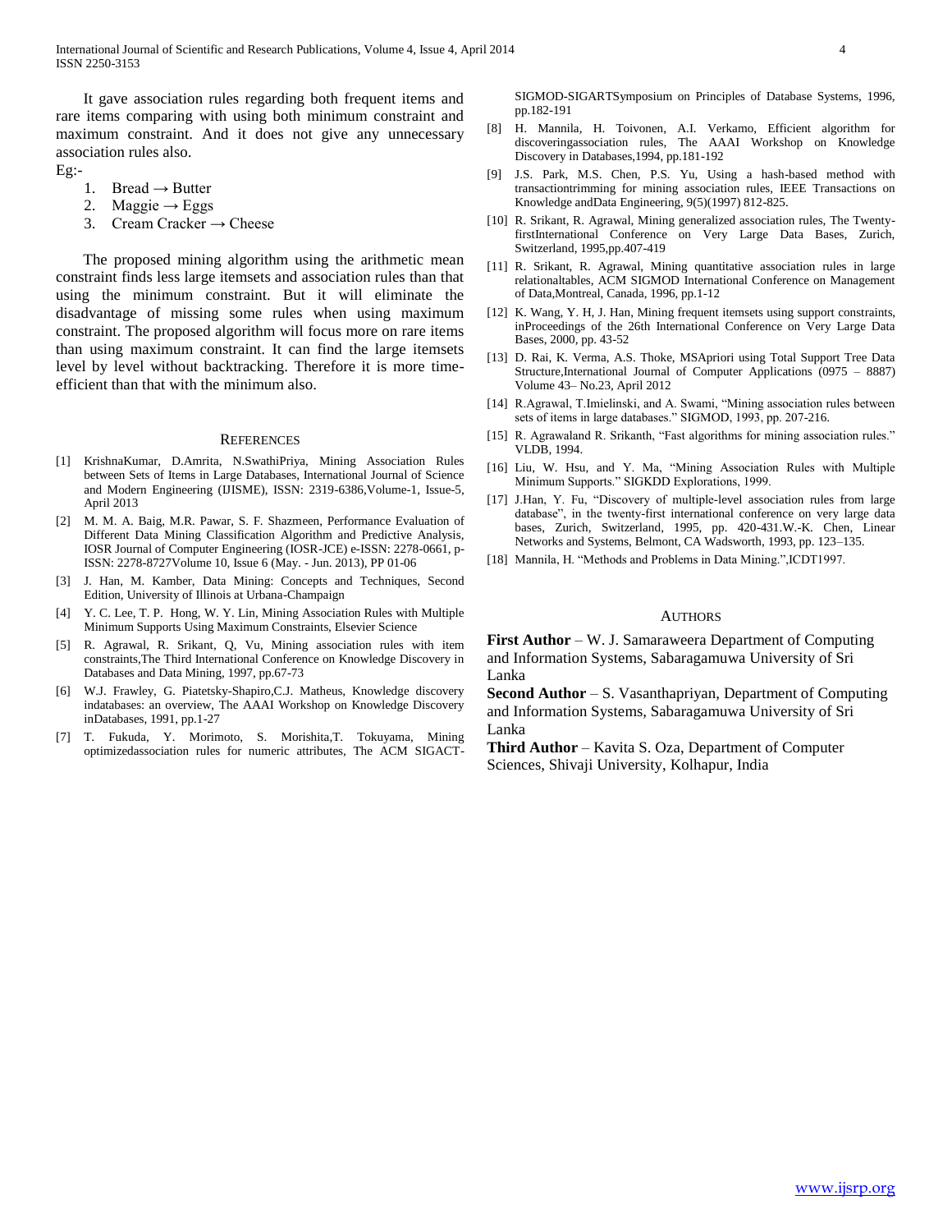It gave association rules regarding both frequent items and rare items comparing with using both minimum constraint and maximum constraint. And it does not give any unnecessary association rules also.

Eg:-

1. Bread → Butter
2. Maggie → Eggs
3. Cream Cracker → Cheese

The proposed mining algorithm using the arithmetic mean constraint finds less large itemsets and association rules than that using the minimum constraint. But it will eliminate the disadvantage of missing some rules when using maximum constraint. The proposed algorithm will focus more on rare items than using maximum constraint. It can find the large itemsets level by level without backtracking. Therefore it is more time-efficient than that with the minimum also.

## References

[1] KrishnaKumar, D.Amrita, N.SwathiPriya, Mining Association Rules between Sets of Items in Large Databases, International Journal of Science and Modern Engineering (IJISME), ISSN: 2319-6386,Volume-1, Issue-5, April 2013

[2] M. M. A. Baig, M.R. Pawar, S. F. Shazmeen, Performance Evaluation of Different Data Mining Classification Algorithm and Predictive Analysis, IOSR Journal of Computer Engineering (IOSR-JCE) e-ISSN: 2278-0661, p-ISSN: 2278-8727Volume 10, Issue 6 (May. - Jun. 2013), PP 01-06

[3] J. Han, M. Kamber, Data Mining: Concepts and Techniques, Second Edition, University of Illinois at Urbana-Champaign

[4] Y. C. Lee, T. P. Hong, W. Y. Lin, Mining Association Rules with Multiple Minimum Supports Using Maximum Constraints, Elsevier Science

[5] R. Agrawal, R. Srikant, Q, Vu, Mining association rules with item constraints,The Third International Conference on Knowledge Discovery in Databases and Data Mining, 1997, pp.67-73

[6] W.J. Frawley, G. Piatetsky-Shapiro,C.J. Matheus, Knowledge discovery indatabases: an overview, The AAAI Workshop on Knowledge Discovery inDatabases, 1991, pp.1-27

[7] T. Fukuda, Y. Morimoto, S. Morishita,T. Tokuyama, Mining optimizedassociation rules for numeric attributes, The ACM SIGACT-SIGMOD-SIGARTSymposium on Principles of Database Systems, 1996, pp.182-191

[8] H. Mannila, H. Toivonen, A.I. Verkamo, Efficient algorithm for discoveringassociation rules, The AAAI Workshop on Knowledge Discovery in Databases,1994, pp.181-192

[9] J.S. Park, M.S. Chen, P.S. Yu, Using a hash-based method with transactiontrimming for mining association rules, IEEE Transactions on Knowledge andData Engineering, 9(5)(1997) 812-825.

[10] R. Srikant, R. Agrawal, Mining generalized association rules, The Twenty-firstInternational Conference on Very Large Data Bases, Zurich, Switzerland, 1995,pp.407-419

[11] R. Srikant, R. Agrawal, Mining quantitative association rules in large relationaltables, ACM SIGMOD International Conference on Management of Data,Montreal, Canada, 1996, pp.1-12

[12] K. Wang, Y. H, J. Han, Mining frequent itemsets using support constraints, inProceedings of the 26th International Conference on Very Large Data Bases, 2000, pp. 43-52

[13] D. Rai, K. Verma, A.S. Thoke, MSApriori using Total Support Tree Data Structure,International Journal of Computer Applications (0975 – 8887) Volume 43– No.23, April 2012

[14] R.Agrawal, T.Imielinski, and A. Swami, "Mining association rules between sets of items in large databases." SIGMOD, 1993, pp. 207-216.

[15] R. Agrawaland R. Srikanth, "Fast algorithms for mining association rules." VLDB, 1994.

[16] Liu, W. Hsu, and Y. Ma, "Mining Association Rules with Multiple Minimum Supports." SIGKDD Explorations, 1999.

[17] J.Han, Y. Fu, "Discovery of multiple-level association rules from large database", in the twenty-first international conference on very large data bases, Zurich, Switzerland, 1995, pp. 420-431.W.-K. Chen, Linear Networks and Systems, Belmont, CA Wadsworth, 1993, pp. 123–135.

[18] Mannila, H. "Methods and Problems in Data Mining.",ICDT1997.

## Authors

**First Author** – W. J. Samaraweera Department of Computing and Information Systems, Sabaragamuwa University of Sri Lanka

**Second Author** – S. Vasanthapriyan, Department of Computing and Information Systems, Sabaragamuwa University of Sri Lanka

**Third Author** – Kavita S. Oza, Department of Computer Sciences, Shivaji University, Kolhapur, India